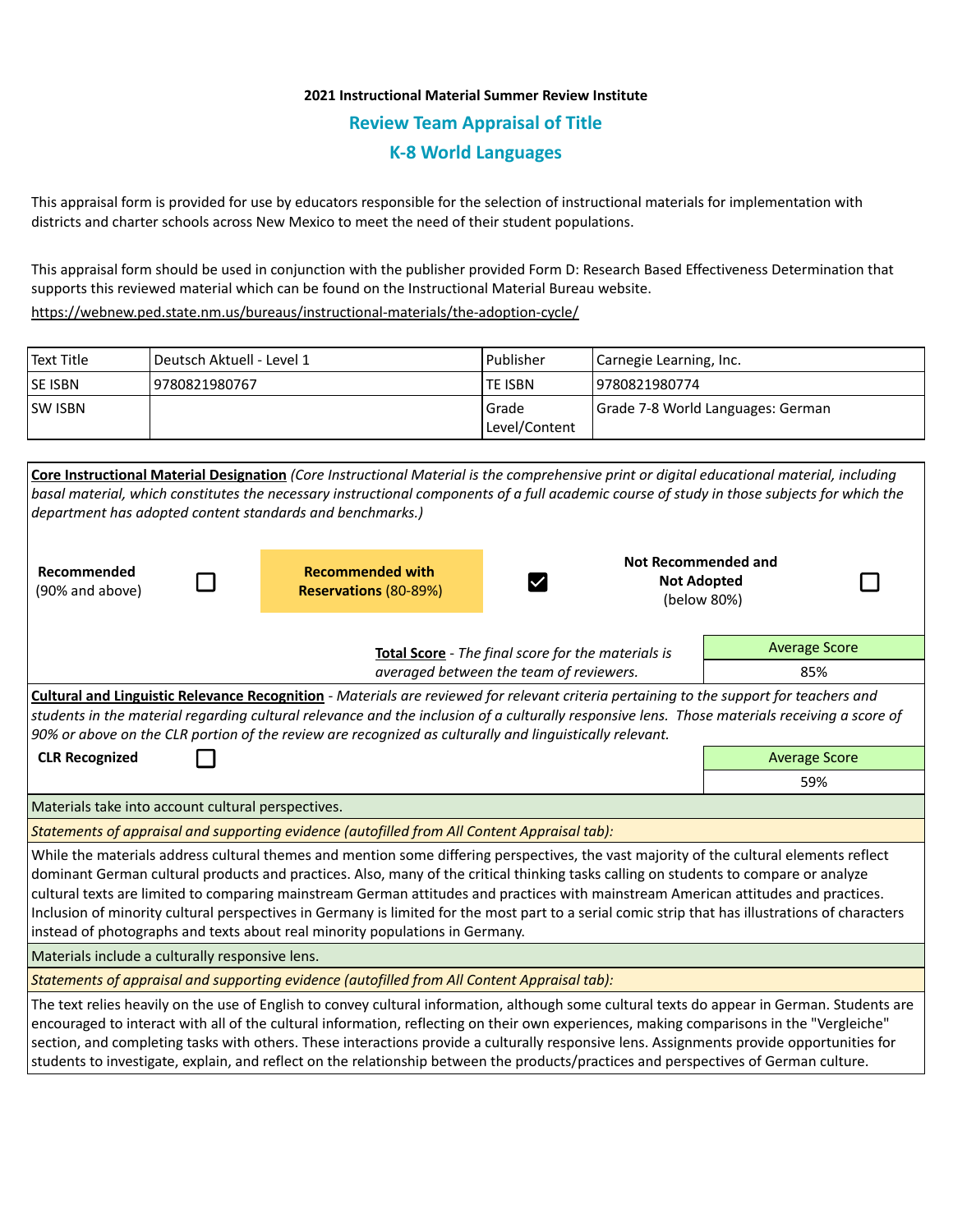**2021 Instructional Material Summer Review Institute**

## Review Team Appraisal of Title

## K-8 World Languages

This appraisal form is provided for use by educators responsible for the selection of instructional materials for implementation with districts and charter schools across New Mexico to meet the need of their student populations.

This appraisal form should be used in conjunction with the publisher provided Form D: Research Based Effectiveness Determination that supports this reviewed material which can be found on the Instructional Material Bureau website.

https://webnew.ped.state.nm.us/bureaus/instructional-materials/the-adoption-cycle/

| Text Title | Deutsch Aktuell - Level 1 | Publisher | Carnegie Learning, Inc. |
|---|---|---|---|
| SE ISBN | 9780821980767 | TE ISBN | 9780821980774 |
| SW ISBN | | Grade Level/Content | Grade 7-8 World Languages: German |

**Core Instructional Material Designation** *(Core Instructional Material is the comprehensive print or digital educational material, including basal material, which constitutes the necessary instructional components of a full academic course of study in those subjects for which the department has adopted content standards and benchmarks.)*

| **Recommended** (90% and above) | ☐ | **Recommended with Reservations** (80-89%) | ☑ | **Not Recommended and Not Adopted** (below 80%) | ☐ |
|---|---|---|---|---|---|

**Total Score** - *The final score for the materials is averaged between the team of reviewers.*

| Average Score |
|---|
| 85% |

**Cultural and Linguistic Relevance Recognition** - *Materials are reviewed for relevant criteria pertaining to the support for teachers and students in the material regarding cultural relevance and the inclusion of a culturally responsive lens. Those materials receiving a score of 90% or above on the CLR portion of the review are recognized as culturally and linguistically relevant.*

**CLR Recognized** ☐

| Average Score |
|---|
| 59% |

Materials take into account cultural perspectives.

*Statements of appraisal and supporting evidence (autofilled from All Content Appraisal tab):*

While the materials address cultural themes and mention some differing perspectives, the vast majority of the cultural elements reflect dominant German cultural products and practices. Also, many of the critical thinking tasks calling on students to compare or analyze cultural texts are limited to comparing mainstream German attitudes and practices with mainstream American attitudes and practices. Inclusion of minority cultural perspectives in Germany is limited for the most part to a serial comic strip that has illustrations of characters instead of photographs and texts about real minority populations in Germany.

Materials include a culturally responsive lens.

*Statements of appraisal and supporting evidence (autofilled from All Content Appraisal tab):*

The text relies heavily on the use of English to convey cultural information, although some cultural texts do appear in German. Students are encouraged to interact with all of the cultural information, reflecting on their own experiences, making comparisons in the "Vergleiche" section, and completing tasks with others. These interactions provide a culturally responsive lens. Assignments provide opportunities for students to investigate, explain, and reflect on the relationship between the products/practices and perspectives of German culture.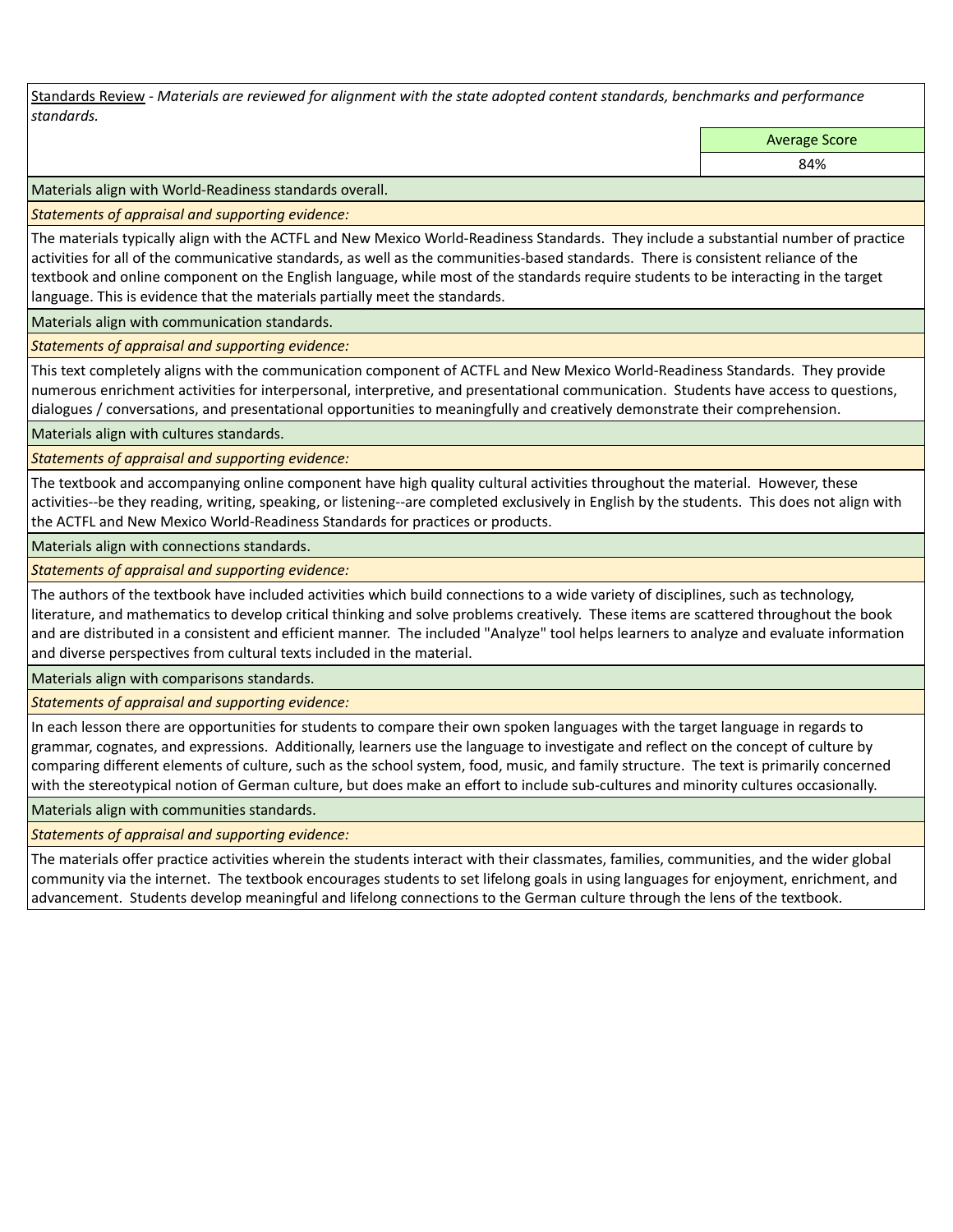<u>Standards Review</u> - *Materials are reviewed for alignment with the state adopted content standards, benchmarks and performance standards.*

| Average Score |
| --- |
| 84% |

Materials align with World-Readiness standards overall.

*Statements of appraisal and supporting evidence:*

The materials typically align with the ACTFL and New Mexico World-Readiness Standards. They include a substantial number of practice activities for all of the communicative standards, as well as the communities-based standards. There is consistent reliance of the textbook and online component on the English language, while most of the standards require students to be interacting in the target language. This is evidence that the materials partially meet the standards.

Materials align with communication standards.

*Statements of appraisal and supporting evidence:*

This text completely aligns with the communication component of ACTFL and New Mexico World-Readiness Standards. They provide numerous enrichment activities for interpersonal, interpretive, and presentational communication. Students have access to questions, dialogues / conversations, and presentational opportunities to meaningfully and creatively demonstrate their comprehension.

Materials align with cultures standards.

*Statements of appraisal and supporting evidence:*

The textbook and accompanying online component have high quality cultural activities throughout the material. However, these activities--be they reading, writing, speaking, or listening--are completed exclusively in English by the students. This does not align with the ACTFL and New Mexico World-Readiness Standards for practices or products.

Materials align with connections standards.

*Statements of appraisal and supporting evidence:*

The authors of the textbook have included activities which build connections to a wide variety of disciplines, such as technology, literature, and mathematics to develop critical thinking and solve problems creatively. These items are scattered throughout the book and are distributed in a consistent and efficient manner. The included "Analyze" tool helps learners to analyze and evaluate information and diverse perspectives from cultural texts included in the material.

Materials align with comparisons standards.

*Statements of appraisal and supporting evidence:*

In each lesson there are opportunities for students to compare their own spoken languages with the target language in regards to grammar, cognates, and expressions. Additionally, learners use the language to investigate and reflect on the concept of culture by comparing different elements of culture, such as the school system, food, music, and family structure. The text is primarily concerned with the stereotypical notion of German culture, but does make an effort to include sub-cultures and minority cultures occasionally.

Materials align with communities standards.

*Statements of appraisal and supporting evidence:*

The materials offer practice activities wherein the students interact with their classmates, families, communities, and the wider global community via the internet. The textbook encourages students to set lifelong goals in using languages for enjoyment, enrichment, and advancement. Students develop meaningful and lifelong connections to the German culture through the lens of the textbook.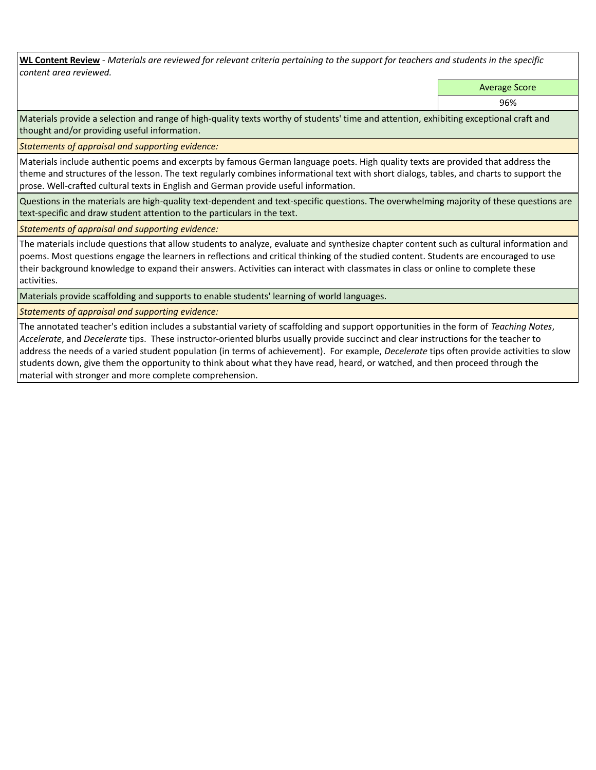**WL Content Review** - *Materials are reviewed for relevant criteria pertaining to the support for teachers and students in the specific content area reviewed.*

| | Average Score |
|---|---|
| | 96% |

Materials provide a selection and range of high-quality texts worthy of students' time and attention, exhibiting exceptional craft and thought and/or providing useful information.

*Statements of appraisal and supporting evidence:*

Materials include authentic poems and excerpts by famous German language poets. High quality texts are provided that address the theme and structures of the lesson. The text regularly combines informational text with short dialogs, tables, and charts to support the prose. Well-crafted cultural texts in English and German provide useful information.

Questions in the materials are high-quality text-dependent and text-specific questions. The overwhelming majority of these questions are text-specific and draw student attention to the particulars in the text.

*Statements of appraisal and supporting evidence:*

The materials include questions that allow students to analyze, evaluate and synthesize chapter content such as cultural information and poems. Most questions engage the learners in reflections and critical thinking of the studied content. Students are encouraged to use their background knowledge to expand their answers. Activities can interact with classmates in class or online to complete these activities.

Materials provide scaffolding and supports to enable students' learning of world languages.

*Statements of appraisal and supporting evidence:*

The annotated teacher's edition includes a substantial variety of scaffolding and support opportunities in the form of *Teaching Notes*, *Accelerate*, and *Decelerate* tips. These instructor-oriented blurbs usually provide succinct and clear instructions for the teacher to address the needs of a varied student population (in terms of achievement). For example, *Decelerate* tips often provide activities to slow students down, give them the opportunity to think about what they have read, heard, or watched, and then proceed through the material with stronger and more complete comprehension.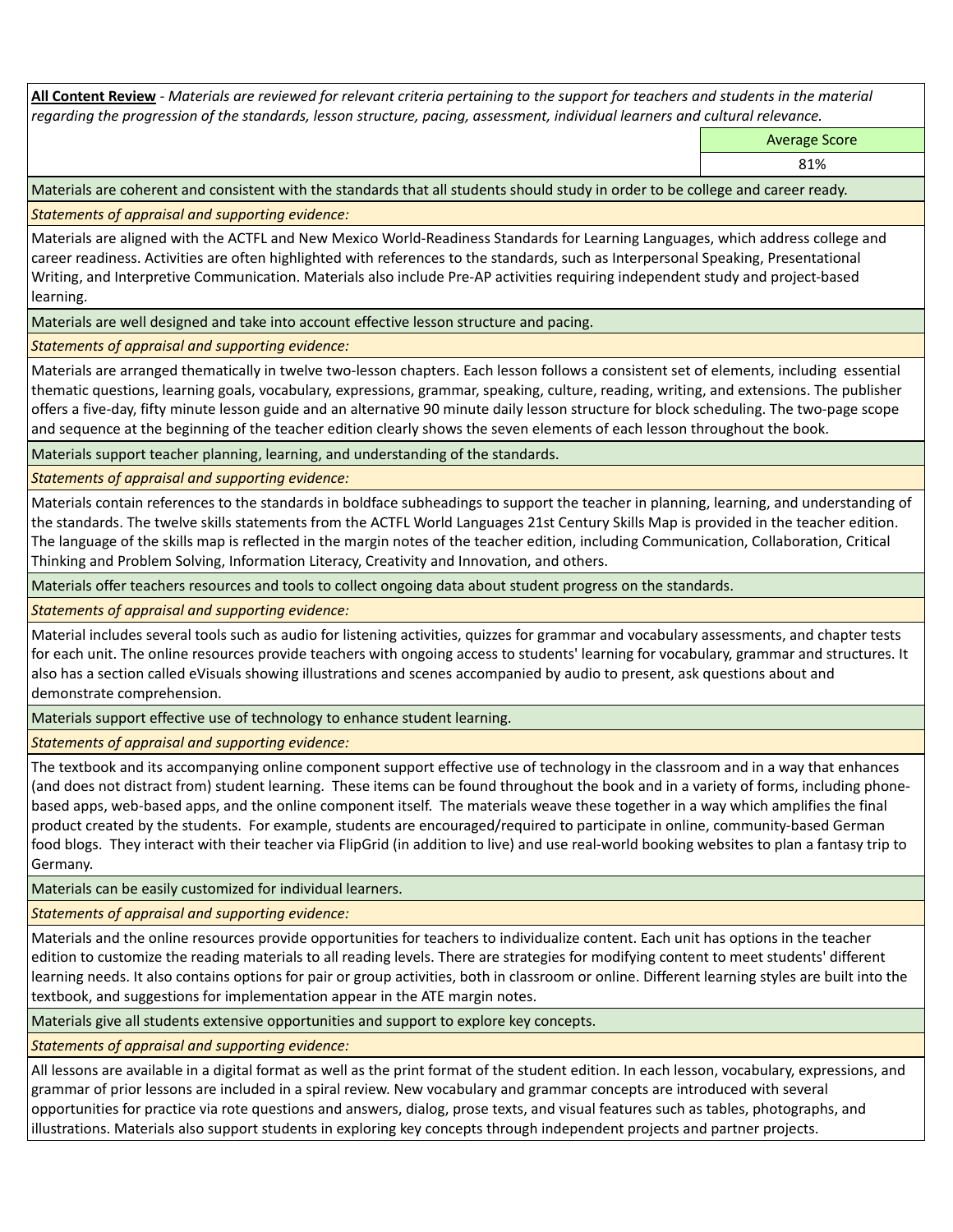**All Content Review** - *Materials are reviewed for relevant criteria pertaining to the support for teachers and students in the material regarding the progression of the standards, lesson structure, pacing, assessment, individual learners and cultural relevance.*

| Average Score |
|---|
| 81% |

Materials are coherent and consistent with the standards that all students should study in order to be college and career ready.

*Statements of appraisal and supporting evidence:*

Materials are aligned with the ACTFL and New Mexico World-Readiness Standards for Learning Languages, which address college and career readiness. Activities are often highlighted with references to the standards, such as Interpersonal Speaking, Presentational Writing, and Interpretive Communication. Materials also include Pre-AP activities requiring independent study and project-based learning.

Materials are well designed and take into account effective lesson structure and pacing.

*Statements of appraisal and supporting evidence:*

Materials are arranged thematically in twelve two-lesson chapters. Each lesson follows a consistent set of elements, including essential thematic questions, learning goals, vocabulary, expressions, grammar, speaking, culture, reading, writing, and extensions. The publisher offers a five-day, fifty minute lesson guide and an alternative 90 minute daily lesson structure for block scheduling. The two-page scope and sequence at the beginning of the teacher edition clearly shows the seven elements of each lesson throughout the book.

Materials support teacher planning, learning, and understanding of the standards.

*Statements of appraisal and supporting evidence:*

Materials contain references to the standards in boldface subheadings to support the teacher in planning, learning, and understanding of the standards. The twelve skills statements from the ACTFL World Languages 21st Century Skills Map is provided in the teacher edition. The language of the skills map is reflected in the margin notes of the teacher edition, including Communication, Collaboration, Critical Thinking and Problem Solving, Information Literacy, Creativity and Innovation, and others.

Materials offer teachers resources and tools to collect ongoing data about student progress on the standards.

*Statements of appraisal and supporting evidence:*

Material includes several tools such as audio for listening activities, quizzes for grammar and vocabulary assessments, and chapter tests for each unit. The online resources provide teachers with ongoing access to students' learning for vocabulary, grammar and structures. It also has a section called eVisuals showing illustrations and scenes accompanied by audio to present, ask questions about and demonstrate comprehension.

Materials support effective use of technology to enhance student learning.

*Statements of appraisal and supporting evidence:*

The textbook and its accompanying online component support effective use of technology in the classroom and in a way that enhances (and does not distract from) student learning. These items can be found throughout the book and in a variety of forms, including phone-based apps, web-based apps, and the online component itself. The materials weave these together in a way which amplifies the final product created by the students. For example, students are encouraged/required to participate in online, community-based German food blogs. They interact with their teacher via FlipGrid (in addition to live) and use real-world booking websites to plan a fantasy trip to Germany.

Materials can be easily customized for individual learners.

*Statements of appraisal and supporting evidence:*

Materials and the online resources provide opportunities for teachers to individualize content. Each unit has options in the teacher edition to customize the reading materials to all reading levels. There are strategies for modifying content to meet students' different learning needs. It also contains options for pair or group activities, both in classroom or online. Different learning styles are built into the textbook, and suggestions for implementation appear in the ATE margin notes.

Materials give all students extensive opportunities and support to explore key concepts.

*Statements of appraisal and supporting evidence:*

All lessons are available in a digital format as well as the print format of the student edition. In each lesson, vocabulary, expressions, and grammar of prior lessons are included in a spiral review. New vocabulary and grammar concepts are introduced with several opportunities for practice via rote questions and answers, dialog, prose texts, and visual features such as tables, photographs, and illustrations. Materials also support students in exploring key concepts through independent projects and partner projects.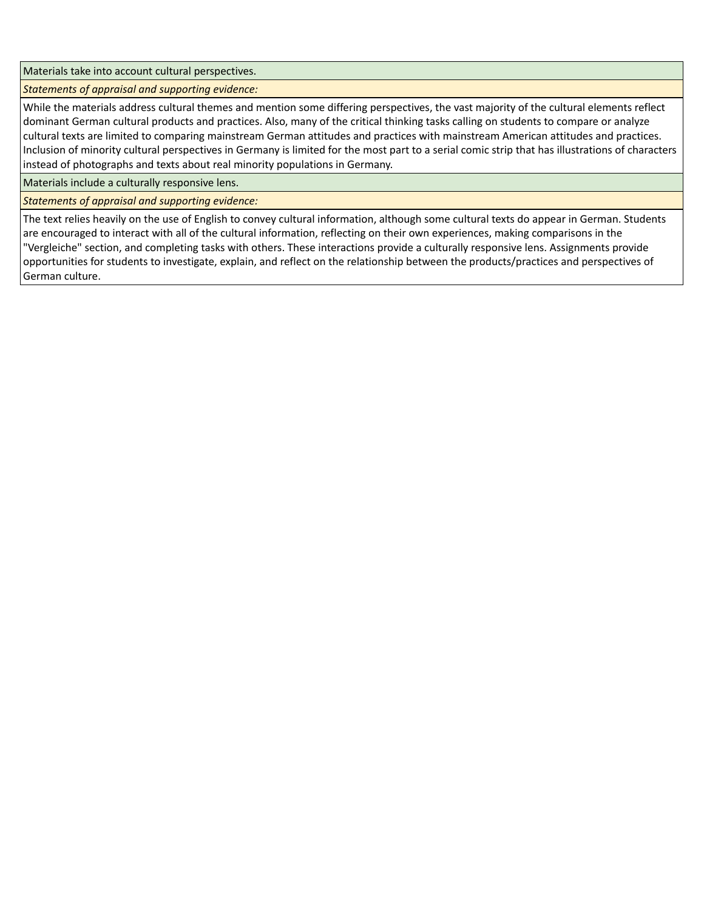| Materials take into account cultural perspectives. |
| --- |
| *Statements of appraisal and supporting evidence:* |
| While the materials address cultural themes and mention some differing perspectives, the vast majority of the cultural elements reflect dominant German cultural products and practices. Also, many of the critical thinking tasks calling on students to compare or analyze cultural texts are limited to comparing mainstream German attitudes and practices with mainstream American attitudes and practices. Inclusion of minority cultural perspectives in Germany is limited for the most part to a serial comic strip that has illustrations of characters instead of photographs and texts about real minority populations in Germany. |
| Materials include a culturally responsive lens. |
| *Statements of appraisal and supporting evidence:* |
| The text relies heavily on the use of English to convey cultural information, although some cultural texts do appear in German. Students are encouraged to interact with all of the cultural information, reflecting on their own experiences, making comparisons in the "Vergleiche" section, and completing tasks with others. These interactions provide a culturally responsive lens. Assignments provide opportunities for students to investigate, explain, and reflect on the relationship between the products/practices and perspectives of German culture. |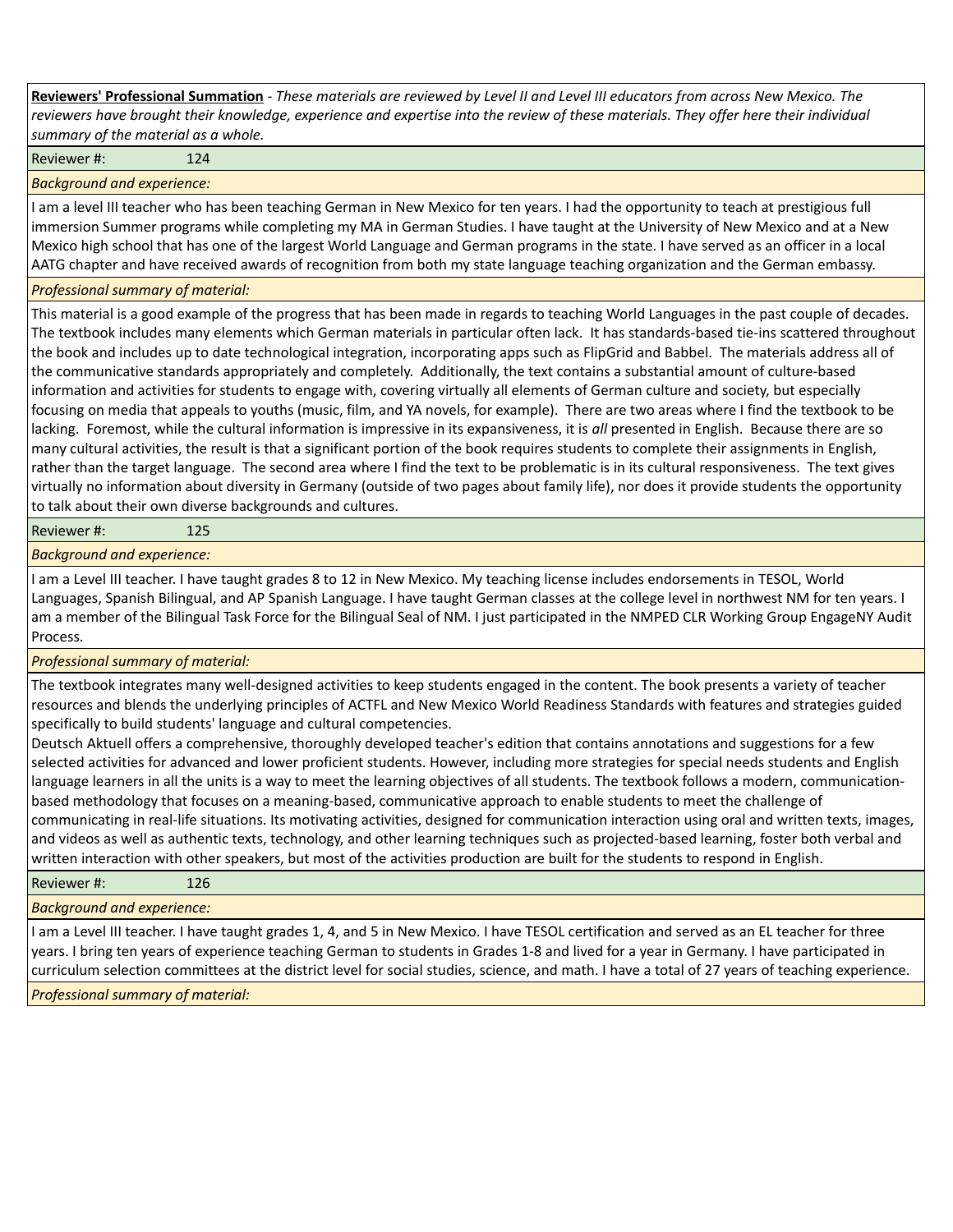**Reviewers' Professional Summation** - *These materials are reviewed by Level II and Level III educators from across New Mexico. The reviewers have brought their knowledge, experience and expertise into the review of these materials. They offer here their individual summary of the material as a whole.*

Reviewer #: 124

*Background and experience:*

I am a level III teacher who has been teaching German in New Mexico for ten years. I had the opportunity to teach at prestigious full immersion Summer programs while completing my MA in German Studies. I have taught at the University of New Mexico and at a New Mexico high school that has one of the largest World Language and German programs in the state. I have served as an officer in a local AATG chapter and have received awards of recognition from both my state language teaching organization and the German embassy.

*Professional summary of material:*

This material is a good example of the progress that has been made in regards to teaching World Languages in the past couple of decades. The textbook includes many elements which German materials in particular often lack. It has standards-based tie-ins scattered throughout the book and includes up to date technological integration, incorporating apps such as FlipGrid and Babbel. The materials address all of the communicative standards appropriately and completely. Additionally, the text contains a substantial amount of culture-based information and activities for students to engage with, covering virtually all elements of German culture and society, but especially focusing on media that appeals to youths (music, film, and YA novels, for example). There are two areas where I find the textbook to be lacking. Foremost, while the cultural information is impressive in its expansiveness, it is *all* presented in English. Because there are so many cultural activities, the result is that a significant portion of the book requires students to complete their assignments in English, rather than the target language. The second area where I find the text to be problematic is in its cultural responsiveness. The text gives virtually no information about diversity in Germany (outside of two pages about family life), nor does it provide students the opportunity to talk about their own diverse backgrounds and cultures.

Reviewer #: 125

*Background and experience:*

I am a Level III teacher. I have taught grades 8 to 12 in New Mexico. My teaching license includes endorsements in TESOL, World Languages, Spanish Bilingual, and AP Spanish Language. I have taught German classes at the college level in northwest NM for ten years. I am a member of the Bilingual Task Force for the Bilingual Seal of NM. I just participated in the NMPED CLR Working Group EngageNY Audit Process.

*Professional summary of material:*

The textbook integrates many well-designed activities to keep students engaged in the content. The book presents a variety of teacher resources and blends the underlying principles of ACTFL and New Mexico World Readiness Standards with features and strategies guided specifically to build students' language and cultural competencies.

Deutsch Aktuell offers a comprehensive, thoroughly developed teacher's edition that contains annotations and suggestions for a few selected activities for advanced and lower proficient students. However, including more strategies for special needs students and English language learners in all the units is a way to meet the learning objectives of all students. The textbook follows a modern, communication-based methodology that focuses on a meaning-based, communicative approach to enable students to meet the challenge of communicating in real-life situations. Its motivating activities, designed for communication interaction using oral and written texts, images, and videos as well as authentic texts, technology, and other learning techniques such as projected-based learning, foster both verbal and written interaction with other speakers, but most of the activities production are built for the students to respond in English.

Reviewer #: 126

*Background and experience:*

I am a Level III teacher. I have taught grades 1, 4, and 5 in New Mexico. I have TESOL certification and served as an EL teacher for three years. I bring ten years of experience teaching German to students in Grades 1-8 and lived for a year in Germany. I have participated in curriculum selection committees at the district level for social studies, science, and math. I have a total of 27 years of teaching experience.

*Professional summary of material:*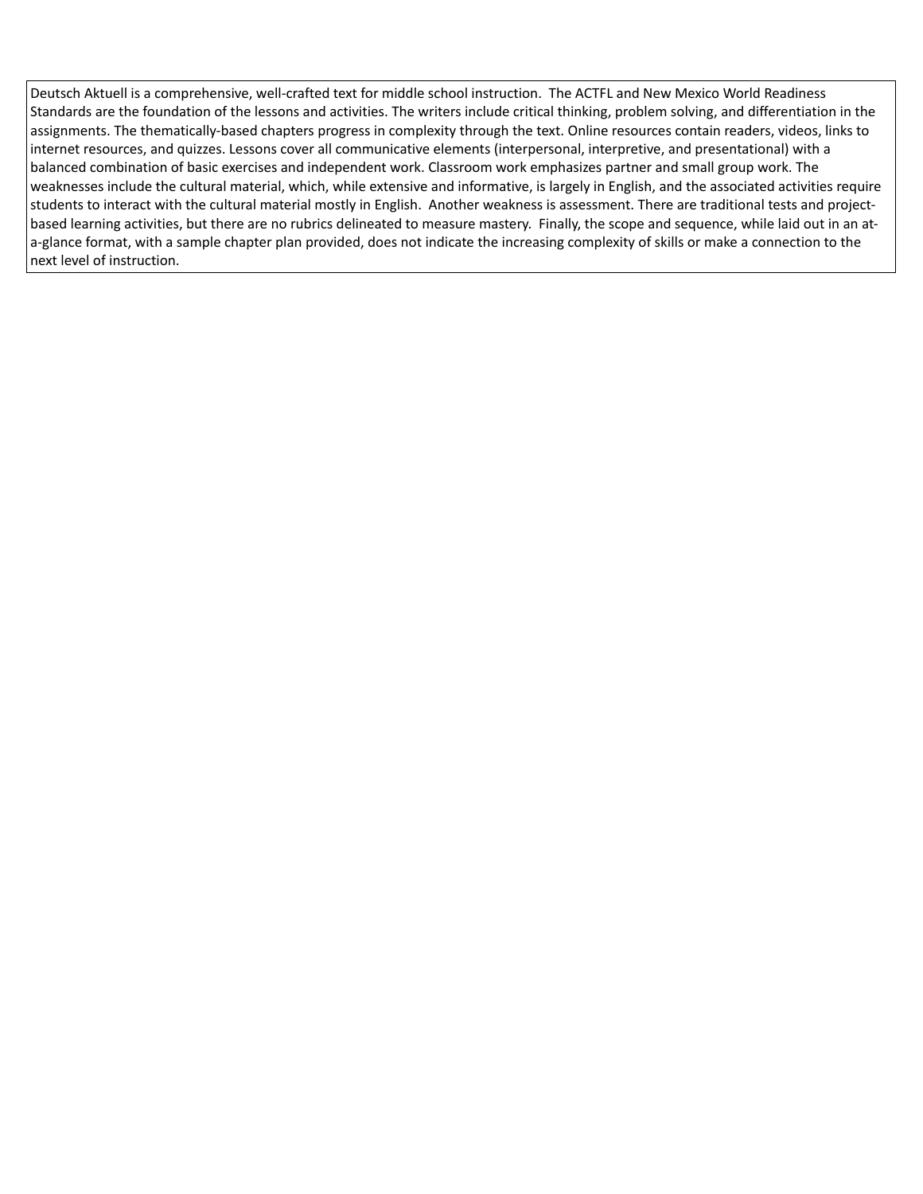Deutsch Aktuell is a comprehensive, well-crafted text for middle school instruction. The ACTFL and New Mexico World Readiness Standards are the foundation of the lessons and activities. The writers include critical thinking, problem solving, and differentiation in the assignments. The thematically-based chapters progress in complexity through the text. Online resources contain readers, videos, links to internet resources, and quizzes. Lessons cover all communicative elements (interpersonal, interpretive, and presentational) with a balanced combination of basic exercises and independent work. Classroom work emphasizes partner and small group work. The weaknesses include the cultural material, which, while extensive and informative, is largely in English, and the associated activities require students to interact with the cultural material mostly in English. Another weakness is assessment. There are traditional tests and project-based learning activities, but there are no rubrics delineated to measure mastery. Finally, the scope and sequence, while laid out in an at-a-glance format, with a sample chapter plan provided, does not indicate the increasing complexity of skills or make a connection to the next level of instruction.